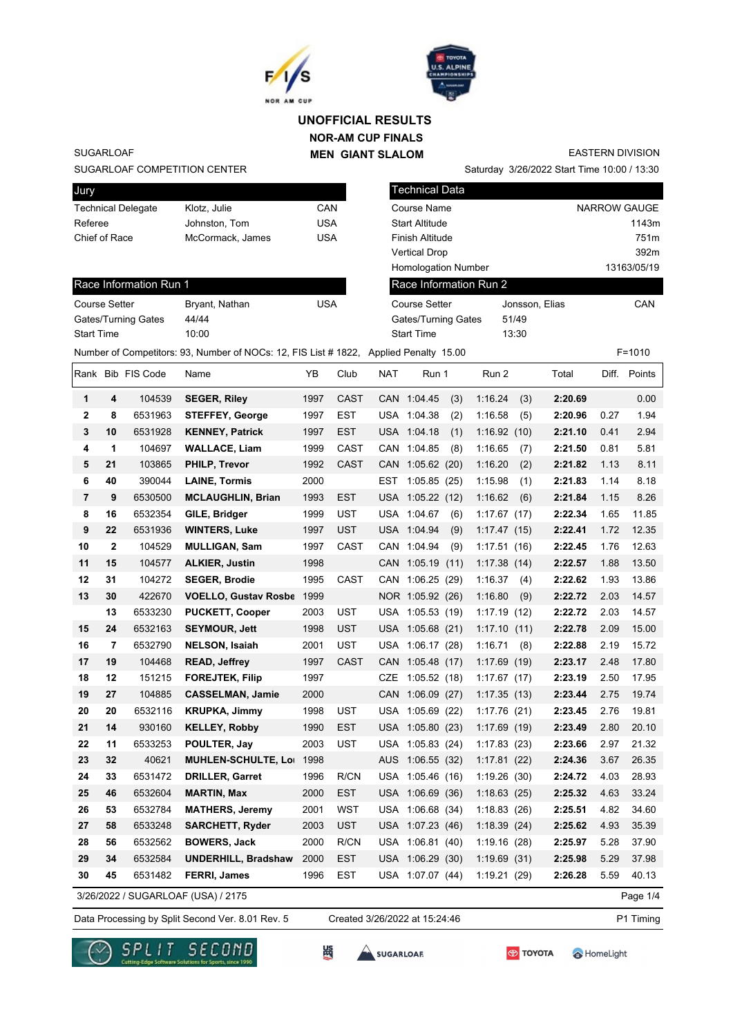# UNOFFICIAL RESULTS

## NOR-AM CUP FINALS

## MEN GIANT SLALOM

SUGARLOAF
SUGARLOAF COMPETITION CENTER

EASTERN DIVISION
Saturday 3/26/2022 Start Time 10:00 / 13:30

| Jury | | |
|---|---|---|
| Technical Delegate | Klotz, Julie | CAN |
| Referee | Johnston, Tom | USA |
| Chief of Race | McCormack, James | USA |

| Technical Data | |
|---|---|
| Course Name | NARROW GAUGE |
| Start Altitude | 1143m |
| Finish Altitude | 751m |
| Vertical Drop | 392m |
| Homologation Number | 13163/05/19 |

| Race Information Run 1 | | |
|---|---|---|
| Course Setter | Bryant, Nathan | USA |
| Gates/Turning Gates | 44/44 | |
| Start Time | 10:00 | |

| Race Information Run 2 | | |
|---|---|---|
| Course Setter | Jonsson, Elias | CAN |
| Gates/Turning Gates | 51/49 | |
| Start Time | 13:30 | |

Number of Competitors: 93, Number of NOCs: 12, FIS List # 1822, Applied Penalty 15.00 F=1010

| Rank | Bib | FIS Code | Name | YB | Club | NAT | Run 1 | | Run 2 | | Total | Diff. | Points |
|---|---|---|---|---|---|---|---|---|---|---|---|---|---|
| 1 | 4 | 104539 | SEGER, Riley | 1997 | CAST | CAN | 1:04.45 | (3) | 1:16.24 | (3) | 2:20.69 | | 0.00 |
| 2 | 8 | 6531963 | STEFFEY, George | 1997 | EST | USA | 1:04.38 | (2) | 1:16.58 | (5) | 2:20.96 | 0.27 | 1.94 |
| 3 | 10 | 6531928 | KENNEY, Patrick | 1997 | EST | USA | 1:04.18 | (1) | 1:16.92 | (10) | 2:21.10 | 0.41 | 2.94 |
| 4 | 1 | 104697 | WALLACE, Liam | 1999 | CAST | CAN | 1:04.85 | (8) | 1:16.65 | (7) | 2:21.50 | 0.81 | 5.81 |
| 5 | 21 | 103865 | PHILP, Trevor | 1992 | CAST | CAN | 1:05.62 | (20) | 1:16.20 | (2) | 2:21.82 | 1.13 | 8.11 |
| 6 | 40 | 390044 | LAINE, Tormis | 2000 | | EST | 1:05.85 | (25) | 1:15.98 | (1) | 2:21.83 | 1.14 | 8.18 |
| 7 | 9 | 6530500 | MCLAUGHLIN, Brian | 1993 | EST | USA | 1:05.22 | (12) | 1:16.62 | (6) | 2:21.84 | 1.15 | 8.26 |
| 8 | 16 | 6532354 | GILE, Bridger | 1999 | UST | USA | 1:04.67 | (6) | 1:17.67 | (17) | 2:22.34 | 1.65 | 11.85 |
| 9 | 22 | 6531936 | WINTERS, Luke | 1997 | UST | USA | 1:04.94 | (9) | 1:17.47 | (15) | 2:22.41 | 1.72 | 12.35 |
| 10 | 2 | 104529 | MULLIGAN, Sam | 1997 | CAST | CAN | 1:04.94 | (9) | 1:17.51 | (16) | 2:22.45 | 1.76 | 12.63 |
| 11 | 15 | 104577 | ALKIER, Justin | 1998 | | CAN | 1:05.19 | (11) | 1:17.38 | (14) | 2:22.57 | 1.88 | 13.50 |
| 12 | 31 | 104272 | SEGER, Brodie | 1995 | CAST | CAN | 1:06.25 | (29) | 1:16.37 | (4) | 2:22.62 | 1.93 | 13.86 |
| 13 | 30 | 422670 | VOELLO, Gustav Rosbe | 1999 | | NOR | 1:05.92 | (26) | 1:16.80 | (9) | 2:22.72 | 2.03 | 14.57 |
| | 13 | 6533230 | PUCKETT, Cooper | 2003 | UST | USA | 1:05.53 | (19) | 1:17.19 | (12) | 2:22.72 | 2.03 | 14.57 |
| 15 | 24 | 6532163 | SEYMOUR, Jett | 1998 | UST | USA | 1:05.68 | (21) | 1:17.10 | (11) | 2:22.78 | 2.09 | 15.00 |
| 16 | 7 | 6532790 | NELSON, Isaiah | 2001 | UST | USA | 1:06.17 | (28) | 1:16.71 | (8) | 2:22.88 | 2.19 | 15.72 |
| 17 | 19 | 104468 | READ, Jeffrey | 1997 | CAST | CAN | 1:05.48 | (17) | 1:17.69 | (19) | 2:23.17 | 2.48 | 17.80 |
| 18 | 12 | 151215 | FOREJTEK, Filip | 1997 | | CZE | 1:05.52 | (18) | 1:17.67 | (17) | 2:23.19 | 2.50 | 17.95 |
| 19 | 27 | 104885 | CASSELMAN, Jamie | 2000 | | CAN | 1:06.09 | (27) | 1:17.35 | (13) | 2:23.44 | 2.75 | 19.74 |
| 20 | 20 | 6532116 | KRUPKA, Jimmy | 1998 | UST | USA | 1:05.69 | (22) | 1:17.76 | (21) | 2:23.45 | 2.76 | 19.81 |
| 21 | 14 | 930160 | KELLEY, Robby | 1990 | EST | USA | 1:05.80 | (23) | 1:17.69 | (19) | 2:23.49 | 2.80 | 20.10 |
| 22 | 11 | 6533253 | POULTER, Jay | 2003 | UST | USA | 1:05.83 | (24) | 1:17.83 | (23) | 2:23.66 | 2.97 | 21.32 |
| 23 | 32 | 40621 | MUHLEN-SCHULTE, Loi | 1998 | | AUS | 1:06.55 | (32) | 1:17.81 | (22) | 2:24.36 | 3.67 | 26.35 |
| 24 | 33 | 6531472 | DRILLER, Garret | 1996 | R/CN | USA | 1:05.46 | (16) | 1:19.26 | (30) | 2:24.72 | 4.03 | 28.93 |
| 25 | 46 | 6532604 | MARTIN, Max | 2000 | EST | USA | 1:06.69 | (36) | 1:18.63 | (25) | 2:25.32 | 4.63 | 33.24 |
| 26 | 53 | 6532784 | MATHERS, Jeremy | 2001 | WST | USA | 1:06.68 | (34) | 1:18.83 | (26) | 2:25.51 | 4.82 | 34.60 |
| 27 | 58 | 6533248 | SARCHETT, Ryder | 2003 | UST | USA | 1:07.23 | (46) | 1:18.39 | (24) | 2:25.62 | 4.93 | 35.39 |
| 28 | 56 | 6532562 | BOWERS, Jack | 2000 | R/CN | USA | 1:06.81 | (40) | 1:19.16 | (28) | 2:25.97 | 5.28 | 37.90 |
| 29 | 34 | 6532584 | UNDERHILL, Bradshaw | 2000 | EST | USA | 1:06.29 | (30) | 1:19.69 | (31) | 2:25.98 | 5.29 | 37.98 |
| 30 | 45 | 6531482 | FERRI, James | 1996 | EST | USA | 1:07.07 | (44) | 1:19.21 | (29) | 2:26.28 | 5.59 | 40.13 |

3/26/2022 / SUGARLOAF (USA) / 2175

Data Processing by Split Second Ver. 8.01 Rev. 5 Created 3/26/2022 at 15:24:46 P1 Timing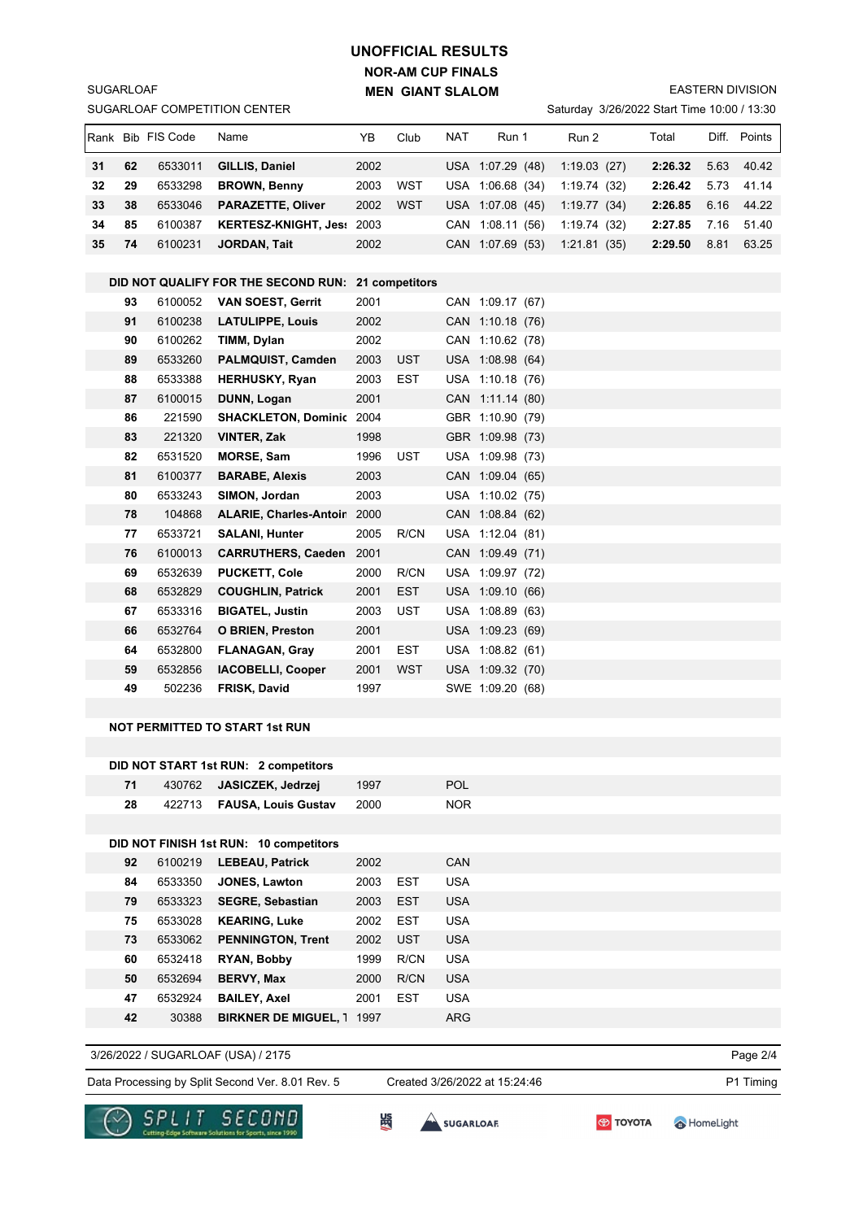# UNOFFICIAL RESULTS

## NOR-AM CUP FINALS

## MEN GIANT SLALOM

SUGARLOAF
SUGARLOAF COMPETITION CENTER

EASTERN DIVISION
Saturday 3/26/2022 Start Time 10:00 / 13:30

| Rank | Bib | FIS Code | Name | YB | Club | NAT | Run 1 | Run 2 | Total | Diff. | Points |
|---|---|---|---|---|---|---|---|---|---|---|---|
| **31** | **62** | 6533011 | **GILLIS, Daniel** | 2002 | | USA | 1:07.29 (48) | 1:19.03 (27) | **2:26.32** | 5.63 | 40.42 |
| **32** | **29** | 6533298 | **BROWN, Benny** | 2003 | WST | USA | 1:06.68 (34) | 1:19.74 (32) | **2:26.42** | 5.73 | 41.14 |
| **33** | **38** | 6533046 | **PARAZETTE, Oliver** | 2002 | WST | USA | 1:07.08 (45) | 1:19.77 (34) | **2:26.85** | 6.16 | 44.22 |
| **34** | **85** | 6100387 | **KERTESZ-KNIGHT, Jes** | 2003 | | CAN | 1:08.11 (56) | 1:19.74 (32) | **2:27.85** | 7.16 | 51.40 |
| **35** | **74** | 6100231 | **JORDAN, Tait** | 2002 | | CAN | 1:07.69 (53) | 1:21.81 (35) | **2:29.50** | 8.81 | 63.25 |

**DID NOT QUALIFY FOR THE SECOND RUN: 21 competitors**

| Bib | FIS Code | Name | YB | Club | NAT | Run 1 |
|---|---|---|---|---|---|---|
| **93** | 6100052 | **VAN SOEST, Gerrit** | 2001 | | CAN | 1:09.17 (67) |
| **91** | 6100238 | **LATULIPPE, Louis** | 2002 | | CAN | 1:10.18 (76) |
| **90** | 6100262 | **TIMM, Dylan** | 2002 | | CAN | 1:10.62 (78) |
| **89** | 6533260 | **PALMQUIST, Camden** | 2003 | UST | USA | 1:08.98 (64) |
| **88** | 6533388 | **HERHUSKY, Ryan** | 2003 | EST | USA | 1:10.18 (76) |
| **87** | 6100015 | **DUNN, Logan** | 2001 | | CAN | 1:11.14 (80) |
| **86** | 221590 | **SHACKLETON, Dominic** | 2004 | | GBR | 1:10.90 (79) |
| **83** | 221320 | **VINTER, Zak** | 1998 | | GBR | 1:09.98 (73) |
| **82** | 6531520 | **MORSE, Sam** | 1996 | UST | USA | 1:09.98 (73) |
| **81** | 6100377 | **BARABE, Alexis** | 2003 | | CAN | 1:09.04 (65) |
| **80** | 6533243 | **SIMON, Jordan** | 2003 | | USA | 1:10.02 (75) |
| **78** | 104868 | **ALARIE, Charles-Antoir** | 2000 | | CAN | 1:08.84 (62) |
| **77** | 6533721 | **SALANI, Hunter** | 2005 | R/CN | USA | 1:12.04 (81) |
| **76** | 6100013 | **CARRUTHERS, Caeden** | 2001 | | CAN | 1:09.49 (71) |
| **69** | 6532639 | **PUCKETT, Cole** | 2000 | R/CN | USA | 1:09.97 (72) |
| **68** | 6532829 | **COUGHLIN, Patrick** | 2001 | EST | USA | 1:09.10 (66) |
| **67** | 6533316 | **BIGATEL, Justin** | 2003 | UST | USA | 1:08.89 (63) |
| **66** | 6532764 | **O BRIEN, Preston** | 2001 | | USA | 1:09.23 (69) |
| **64** | 6532800 | **FLANAGAN, Gray** | 2001 | EST | USA | 1:08.82 (61) |
| **59** | 6532856 | **IACOBELLI, Cooper** | 2001 | WST | USA | 1:09.32 (70) |
| **49** | 502236 | **FRISK, David** | 1997 | | SWE | 1:09.20 (68) |

**NOT PERMITTED TO START 1st RUN**

**DID NOT START 1st RUN: 2 competitors**

| Bib | FIS Code | Name | YB | Club | NAT |
|---|---|---|---|---|---|
| **71** | 430762 | **JASICZEK, Jedrzej** | 1997 | | POL |
| **28** | 422713 | **FAUSA, Louis Gustav** | 2000 | | NOR |

**DID NOT FINISH 1st RUN: 10 competitors**

| Bib | FIS Code | Name | YB | Club | NAT |
|---|---|---|---|---|---|
| **92** | 6100219 | **LEBEAU, Patrick** | 2002 | | CAN |
| **84** | 6533350 | **JONES, Lawton** | 2003 | EST | USA |
| **79** | 6533323 | **SEGRE, Sebastian** | 2003 | EST | USA |
| **75** | 6533028 | **KEARING, Luke** | 2002 | EST | USA |
| **73** | 6533062 | **PENNINGTON, Trent** | 2002 | UST | USA |
| **60** | 6532418 | **RYAN, Bobby** | 1999 | R/CN | USA |
| **50** | 6532694 | **BERVY, Max** | 2000 | R/CN | USA |
| **47** | 6532924 | **BAILEY, Axel** | 2001 | EST | USA |
| **42** | 30388 | **BIRKNER DE MIGUEL, T** | 1997 | | ARG |

3/26/2022 / SUGARLOAF (USA) / 2175

Data Processing by Split Second Ver. 8.01 Rev. 5 — Created 3/26/2022 at 15:24:46 — P1 Timing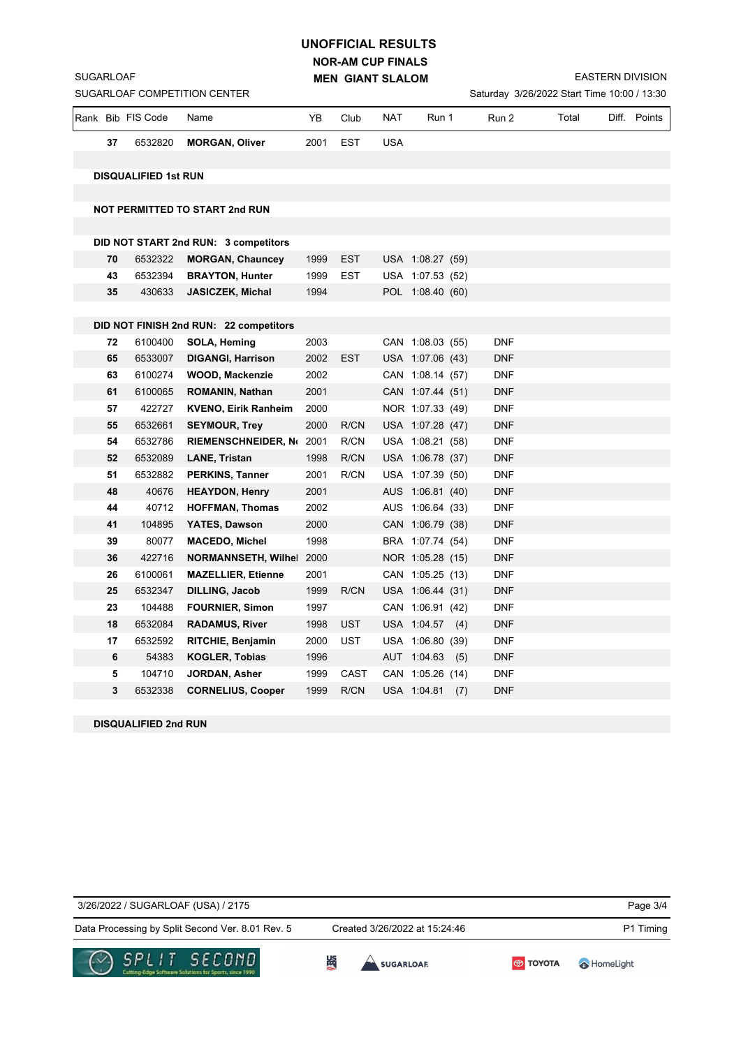# UNOFFICIAL RESULTS

## NOR-AM CUP FINALS

## MEN GIANT SLALOM

SUGARLOAF
SUGARLOAF COMPETITION CENTER

EASTERN DIVISION
Saturday 3/26/2022 Start Time 10:00 / 13:30

| Rank | Bib | FIS Code | Name | YB | Club | NAT | Run 1 | Run 2 | Total | Diff. | Points |
|---|---|---|---|---|---|---|---|---|---|---|---|
| | 37 | 6532820 | **MORGAN, Oliver** | 2001 | EST | USA | | | | | |
| | | | | | | | | | | | |
| **DISQUALIFIED 1st RUN** | | | | | | | | | | | |
| | | | | | | | | | | | |
| **NOT PERMITTED TO START 2nd RUN** | | | | | | | | | | | |
| | | | | | | | | | | | |
| **DID NOT START 2nd RUN: 3 competitors** | | | | | | | | | | | |
| | 70 | 6532322 | **MORGAN, Chauncey** | 1999 | EST | USA | 1:08.27 (59) | | | | |
| | 43 | 6532394 | **BRAYTON, Hunter** | 1999 | EST | USA | 1:07.53 (52) | | | | |
| | 35 | 430633 | **JASICZEK, Michal** | 1994 | | POL | 1:08.40 (60) | | | | |
| | | | | | | | | | | | |
| **DID NOT FINISH 2nd RUN: 22 competitors** | | | | | | | | | | | |
| | 72 | 6100400 | **SOLA, Heming** | 2003 | | CAN | 1:08.03 (55) | DNF | | | |
| | 65 | 6533007 | **DIGANGI, Harrison** | 2002 | EST | USA | 1:07.06 (43) | DNF | | | |
| | 63 | 6100274 | **WOOD, Mackenzie** | 2002 | | CAN | 1:08.14 (57) | DNF | | | |
| | 61 | 6100065 | **ROMANIN, Nathan** | 2001 | | CAN | 1:07.44 (51) | DNF | | | |
| | 57 | 422727 | **KVENO, Eirik Ranheim** | 2000 | | NOR | 1:07.33 (49) | DNF | | | |
| | 55 | 6532661 | **SEYMOUR, Trey** | 2000 | R/CN | USA | 1:07.28 (47) | DNF | | | |
| | 54 | 6532786 | **RIEMENSCHNEIDER, N** | 2001 | R/CN | USA | 1:08.21 (58) | DNF | | | |
| | 52 | 6532089 | **LANE, Tristan** | 1998 | R/CN | USA | 1:06.78 (37) | DNF | | | |
| | 51 | 6532882 | **PERKINS, Tanner** | 2001 | R/CN | USA | 1:07.39 (50) | DNF | | | |
| | 48 | 40676 | **HEAYDON, Henry** | 2001 | | AUS | 1:06.81 (40) | DNF | | | |
| | 44 | 40712 | **HOFFMAN, Thomas** | 2002 | | AUS | 1:06.64 (33) | DNF | | | |
| | 41 | 104895 | **YATES, Dawson** | 2000 | | CAN | 1:06.79 (38) | DNF | | | |
| | 39 | 80077 | **MACEDO, Michel** | 1998 | | BRA | 1:07.74 (54) | DNF | | | |
| | 36 | 422716 | **NORMANNSETH, Wilhel** | 2000 | | NOR | 1:05.28 (15) | DNF | | | |
| | 26 | 6100061 | **MAZELLIER, Etienne** | 2001 | | CAN | 1:05.25 (13) | DNF | | | |
| | 25 | 6532347 | **DILLING, Jacob** | 1999 | R/CN | USA | 1:06.44 (31) | DNF | | | |
| | 23 | 104488 | **FOURNIER, Simon** | 1997 | | CAN | 1:06.91 (42) | DNF | | | |
| | 18 | 6532084 | **RADAMUS, River** | 1998 | UST | USA | 1:04.57 (4) | DNF | | | |
| | 17 | 6532592 | **RITCHIE, Benjamin** | 2000 | UST | USA | 1:06.80 (39) | DNF | | | |
| | 6 | 54383 | **KOGLER, Tobias** | 1996 | | AUT | 1:04.63 (5) | DNF | | | |
| | 5 | 104710 | **JORDAN, Asher** | 1999 | CAST | CAN | 1:05.26 (14) | DNF | | | |
| | 3 | 6532338 | **CORNELIUS, Cooper** | 1999 | R/CN | USA | 1:04.81 (7) | DNF | | | |
| | | | | | | | | | | | |
| **DISQUALIFIED 2nd RUN** | | | | | | | | | | | |

3/26/2022 / SUGARLOAF (USA) / 2175

Data Processing by Split Second Ver. 8.01 Rev. 5 Created 3/26/2022 at 15:24:46 P1 Timing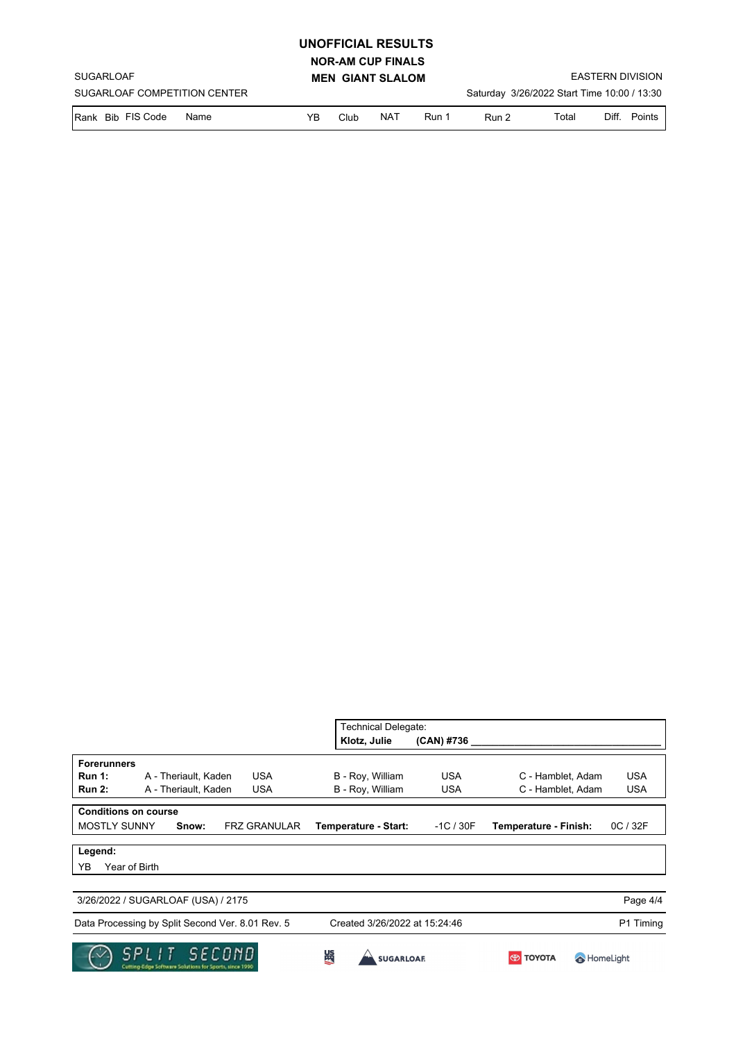# UNOFFICIAL RESULTS

## NOR-AM CUP FINALS

### MEN GIANT SLALOM

SUGARLOAF | EASTERN DIVISION

SUGARLOAF COMPETITION CENTER | Saturday 3/26/2022 Start Time 10:00 / 13:30

| Rank | Bib | FIS Code | Name | YB | Club | NAT | Run 1 | Run 2 | Total | Diff. | Points |
|---|---|---|---|---|---|---|---|---|---|---|---|

| Technical Delegate: | |
|---|---|
| **Klotz, Julie** | **(CAN) #736** |

| **Forerunners** | | | | | | |
|---|---|---|---|---|---|---|
| **Run 1:** | A - Theriault, Kaden | USA | B - Roy, William | USA | C - Hamblet, Adam | USA |
| **Run 2:** | A - Theriault, Kaden | USA | B - Roy, William | USA | C - Hamblet, Adam | USA |

| **Conditions on course** | | | | | | | |
|---|---|---|---|---|---|---|---|
| MOSTLY SUNNY | **Snow:** | FRZ GRANULAR | **Temperature - Start:** | -1C / 30F | **Temperature - Finish:** | 0C / 32F | |

**Legend:**

YB Year of Birth

3/26/2022 / SUGARLOAF (USA) / 2175

Data Processing by Split Second Ver. 8.01 Rev. 5 | Created 3/26/2022 at 15:24:46 | P1 Timing